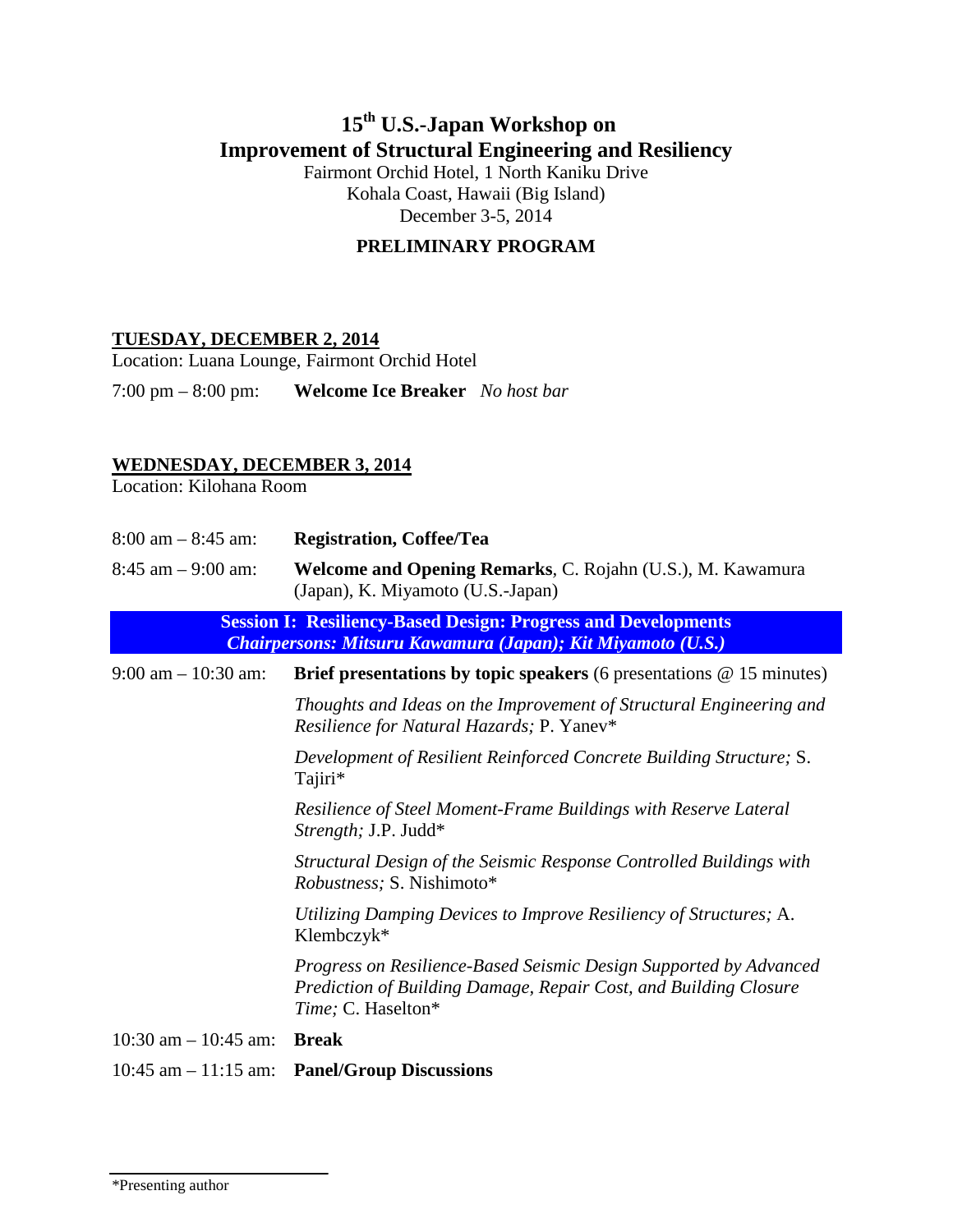# 15th U.S.-Japan Workshop on Improvement of Structural Engineering and Resiliency

Fairmont Orchid Hotel, 1 North Kaniku Drive
Kohala Coast, Hawaii (Big Island)
December 3-5, 2014

**PRELIMINARY PROGRAM**

## TUESDAY, DECEMBER 2, 2014

Location: Luana Lounge, Fairmont Orchid Hotel

7:00 pm – 8:00 pm: **Welcome Ice Breaker** *No host bar*

## WEDNESDAY, DECEMBER 3, 2014

Location: Kilohana Room

8:00 am – 8:45 am: **Registration, Coffee/Tea**

8:45 am – 9:00 am: **Welcome and Opening Remarks**, C. Rojahn (U.S.), M. Kawamura (Japan), K. Miyamoto (U.S.-Japan)

### Session I: Resiliency-Based Design: Progress and Developments
***Chairpersons: Mitsuru Kawamura (Japan); Kit Miyamoto (U.S.)***

9:00 am – 10:30 am: **Brief presentations by topic speakers** (6 presentations @ 15 minutes)

- *Thoughts and Ideas on the Improvement of Structural Engineering and Resilience for Natural Hazards;* P. Yanev*
- *Development of Resilient Reinforced Concrete Building Structure;* S. Tajiri*
- *Resilience of Steel Moment-Frame Buildings with Reserve Lateral Strength;* J.P. Judd*
- *Structural Design of the Seismic Response Controlled Buildings with Robustness;* S. Nishimoto*
- *Utilizing Damping Devices to Improve Resiliency of Structures;* A. Klembczyk*
- *Progress on Resilience-Based Seismic Design Supported by Advanced Prediction of Building Damage, Repair Cost, and Building Closure Time;* C. Haselton*

10:30 am – 10:45 am: **Break**

10:45 am – 11:15 am: **Panel/Group Discussions**

*Presenting author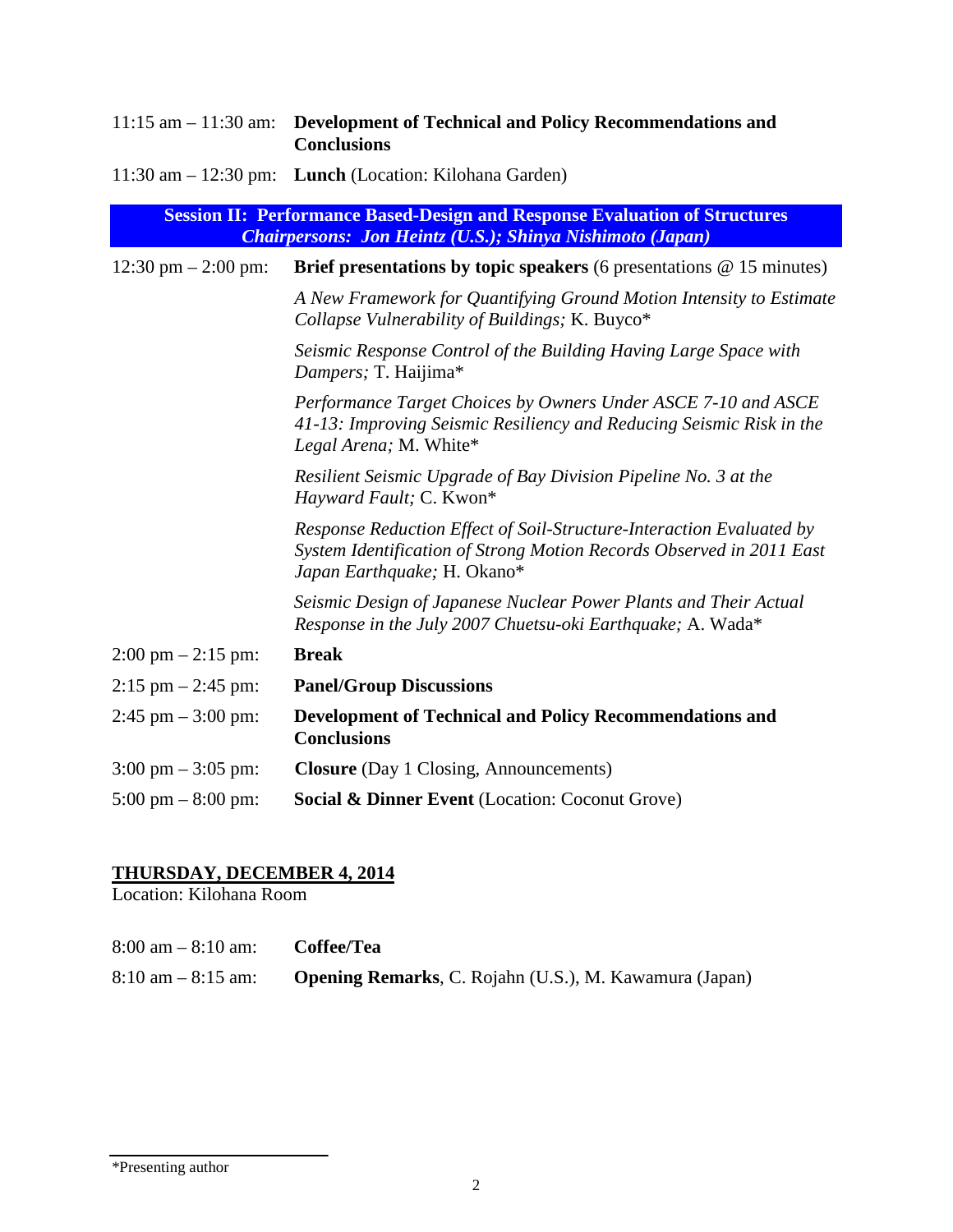11:15 am – 11:30 am: **Development of Technical and Policy Recommendations and Conclusions**

11:30 am – 12:30 pm: **Lunch** (Location: Kilohana Garden)

### Session II: Performance Based-Design and Response Evaluation of Structures

***Chairpersons: Jon Heintz (U.S.); Shinya Nishimoto (Japan)***

12:30 pm – 2:00 pm: **Brief presentations by topic speakers** (6 presentations @ 15 minutes)

*A New Framework for Quantifying Ground Motion Intensity to Estimate Collapse Vulnerability of Buildings;* K. Buyco*

*Seismic Response Control of the Building Having Large Space with Dampers;* T. Haiijima*

*Performance Target Choices by Owners Under ASCE 7-10 and ASCE 41-13: Improving Seismic Resiliency and Reducing Seismic Risk in the Legal Arena;* M. White*

*Resilient Seismic Upgrade of Bay Division Pipeline No. 3 at the Hayward Fault;* C. Kwon*

*Response Reduction Effect of Soil-Structure-Interaction Evaluated by System Identification of Strong Motion Records Observed in 2011 East Japan Earthquake;* H. Okano*

*Seismic Design of Japanese Nuclear Power Plants and Their Actual Response in the July 2007 Chuetsu-oki Earthquake;* A. Wada*

2:00 pm – 2:15 pm: **Break**

2:15 pm – 2:45 pm: **Panel/Group Discussions**

2:45 pm – 3:00 pm: **Development of Technical and Policy Recommendations and Conclusions**

3:00 pm – 3:05 pm: **Closure** (Day 1 Closing, Announcements)

5:00 pm – 8:00 pm: **Social & Dinner Event** (Location: Coconut Grove)

## THURSDAY, DECEMBER 4, 2014

Location: Kilohana Room

8:00 am – 8:10 am: **Coffee/Tea**

8:10 am – 8:15 am: **Opening Remarks**, C. Rojahn (U.S.), M. Kawamura (Japan)

*Presenting author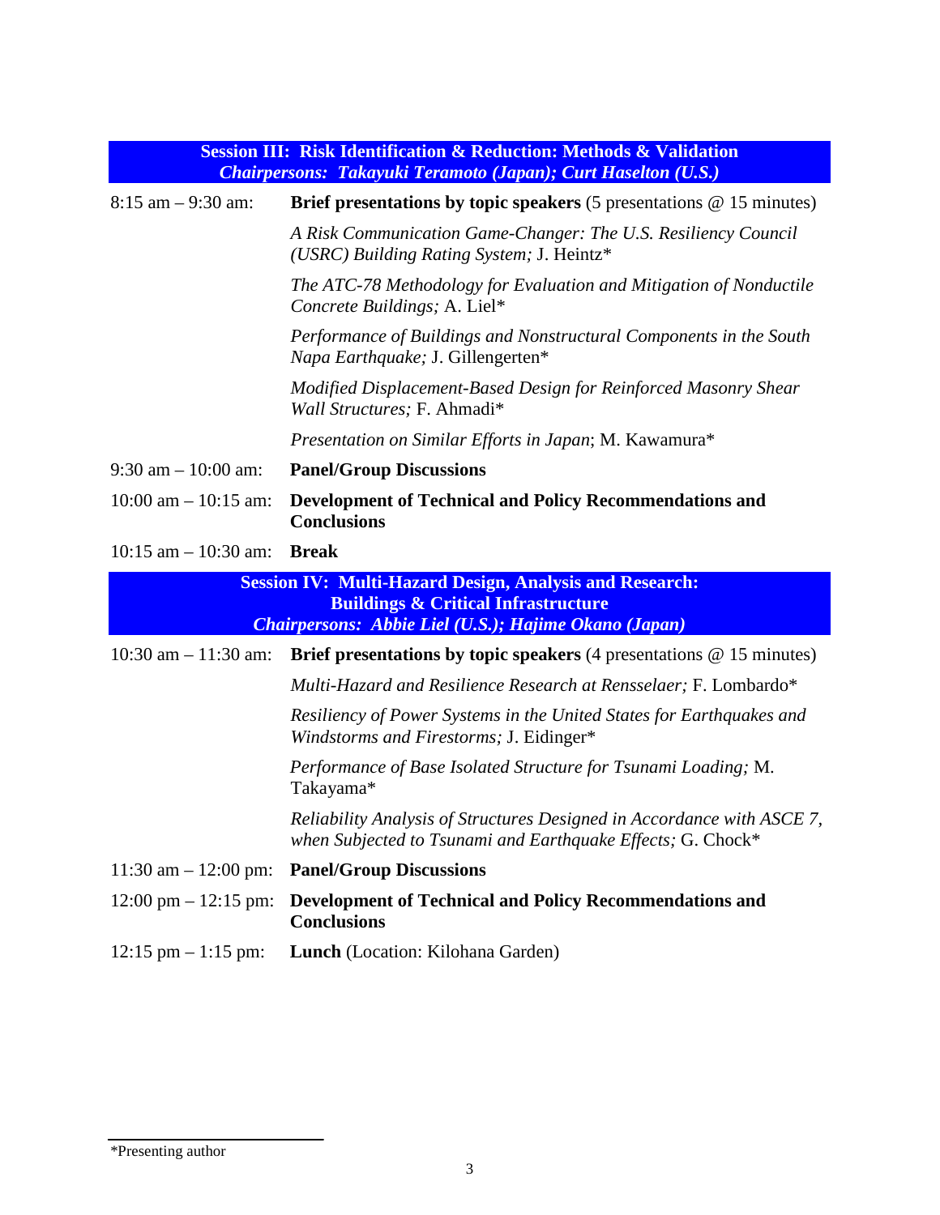## Session III: Risk Identification & Reduction: Methods & Validation

***Chairpersons: Takayuki Teramoto (Japan); Curt Haselton (U.S.)***

| | |
|---|---|
| 8:15 am – 9:30 am: | **Brief presentations by topic speakers** (5 presentations @ 15 minutes) |
| | *A Risk Communication Game-Changer: The U.S. Resiliency Council (USRC) Building Rating System;* J. Heintz* |
| | *The ATC-78 Methodology for Evaluation and Mitigation of Nonductile Concrete Buildings;* A. Liel* |
| | *Performance of Buildings and Nonstructural Components in the South Napa Earthquake;* J. Gillengerten* |
| | *Modified Displacement-Based Design for Reinforced Masonry Shear Wall Structures;* F. Ahmadi* |
| | *Presentation on Similar Efforts in Japan*; M. Kawamura* |
| 9:30 am – 10:00 am: | **Panel/Group Discussions** |
| 10:00 am – 10:15 am: | **Development of Technical and Policy Recommendations and Conclusions** |
| 10:15 am – 10:30 am: | **Break** |

## Session IV: Multi-Hazard Design, Analysis and Research: Buildings & Critical Infrastructure

***Chairpersons: Abbie Liel (U.S.); Hajime Okano (Japan)***

| | |
|---|---|
| 10:30 am – 11:30 am: | **Brief presentations by topic speakers** (4 presentations @ 15 minutes) |
| | *Multi-Hazard and Resilience Research at Rensselaer;* F. Lombardo* |
| | *Resiliency of Power Systems in the United States for Earthquakes and Windstorms and Firestorms;* J. Eidinger* |
| | *Performance of Base Isolated Structure for Tsunami Loading;* M. Takayama* |
| | *Reliability Analysis of Structures Designed in Accordance with ASCE 7, when Subjected to Tsunami and Earthquake Effects;* G. Chock* |
| 11:30 am – 12:00 pm: | **Panel/Group Discussions** |
| 12:00 pm – 12:15 pm: | **Development of Technical and Policy Recommendations and Conclusions** |
| 12:15 pm – 1:15 pm: | **Lunch** (Location: Kilohana Garden) |

*Presenting author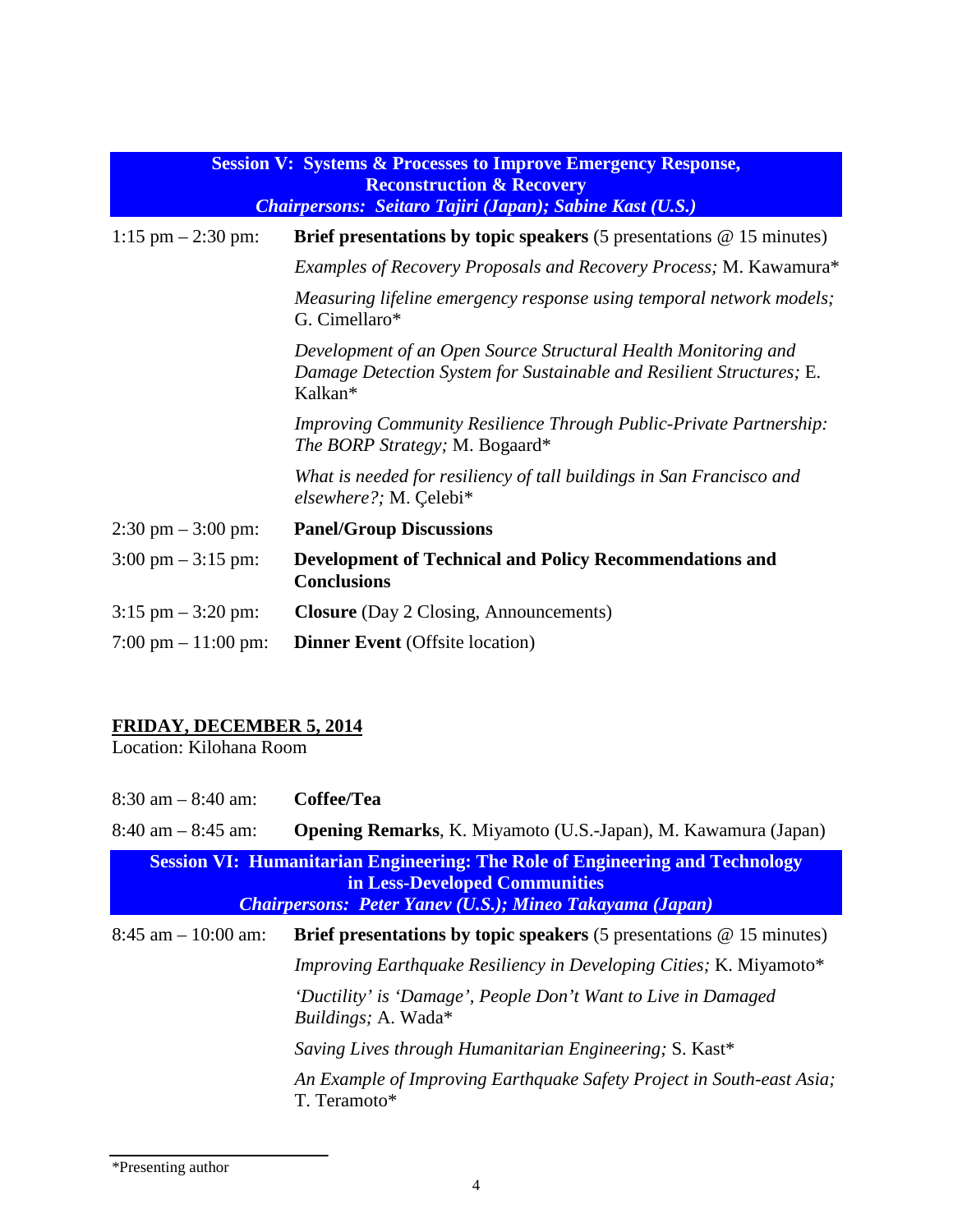**Session V: Systems & Processes to Improve Emergency Response, Reconstruction & Recovery**
***Chairpersons: Seitaro Tajiri (Japan); Sabine Kast (U.S.)***

| | |
|---|---|
| 1:15 pm – 2:30 pm: | **Brief presentations by topic speakers** (5 presentations @ 15 minutes) |
| | *Examples of Recovery Proposals and Recovery Process;* M. Kawamura* |
| | *Measuring lifeline emergency response using temporal network models;* G. Cimellaro* |
| | *Development of an Open Source Structural Health Monitoring and Damage Detection System for Sustainable and Resilient Structures;* E. Kalkan* |
| | *Improving Community Resilience Through Public-Private Partnership: The BORP Strategy;* M. Bogaard* |
| | *What is needed for resiliency of tall buildings in San Francisco and elsewhere?;* M. Çelebi* |
| 2:30 pm – 3:00 pm: | **Panel/Group Discussions** |
| 3:00 pm – 3:15 pm: | **Development of Technical and Policy Recommendations and Conclusions** |
| 3:15 pm – 3:20 pm: | **Closure** (Day 2 Closing, Announcements) |
| 7:00 pm – 11:00 pm: | **Dinner Event** (Offsite location) |

**FRIDAY, DECEMBER 5, 2014**

Location: Kilohana Room

| | |
|---|---|
| 8:30 am – 8:40 am: | **Coffee/Tea** |
| 8:40 am – 8:45 am: | **Opening Remarks**, K. Miyamoto (U.S.-Japan), M. Kawamura (Japan) |

**Session VI: Humanitarian Engineering: The Role of Engineering and Technology in Less-Developed Communities**
***Chairpersons: Peter Yanev (U.S.); Mineo Takayama (Japan)***

| | |
|---|---|
| 8:45 am – 10:00 am: | **Brief presentations by topic speakers** (5 presentations @ 15 minutes) |
| | *Improving Earthquake Resiliency in Developing Cities;* K. Miyamoto* |
| | *'Ductility' is 'Damage', People Don't Want to Live in Damaged Buildings;* A. Wada* |
| | *Saving Lives through Humanitarian Engineering;* S. Kast* |
| | *An Example of Improving Earthquake Safety Project in South-east Asia;* T. Teramoto* |

*Presenting author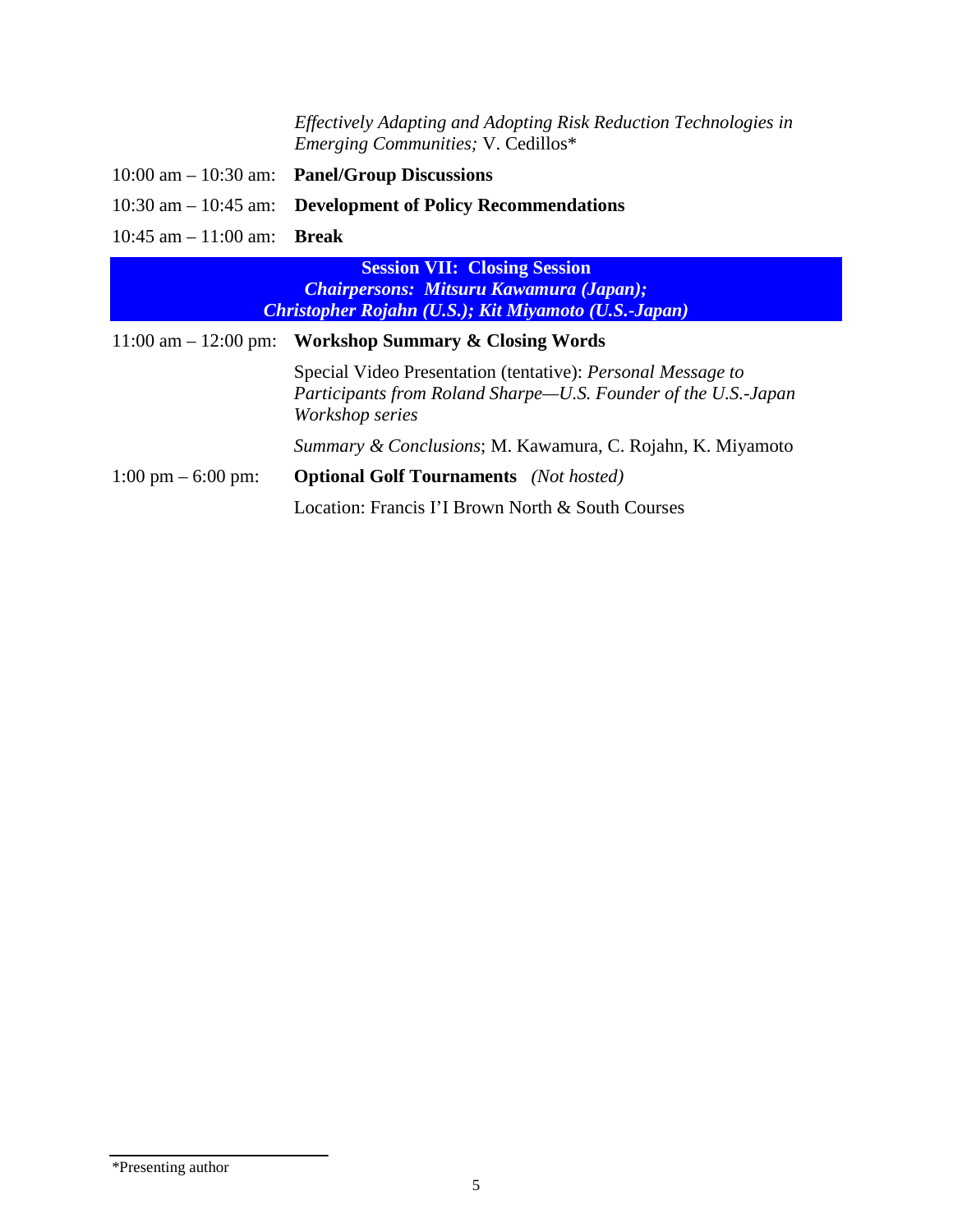*Effectively Adapting and Adopting Risk Reduction Technologies in Emerging Communities;* V. Cedillos*

10:00 am – 10:30 am: **Panel/Group Discussions**

10:30 am – 10:45 am: **Development of Policy Recommendations**

10:45 am – 11:00 am: **Break**

## Session VII: Closing Session

***Chairpersons: Mitsuru Kawamura (Japan); Christopher Rojahn (U.S.); Kit Miyamoto (U.S.-Japan)***

11:00 am – 12:00 pm: **Workshop Summary & Closing Words**

Special Video Presentation (tentative): *Personal Message to Participants from Roland Sharpe—U.S. Founder of the U.S.-Japan Workshop series*

*Summary & Conclusions*; M. Kawamura, C. Rojahn, K. Miyamoto

1:00 pm – 6:00 pm: **Optional Golf Tournaments** *(Not hosted)*

Location: Francis I'I Brown North & South Courses

*Presenting author